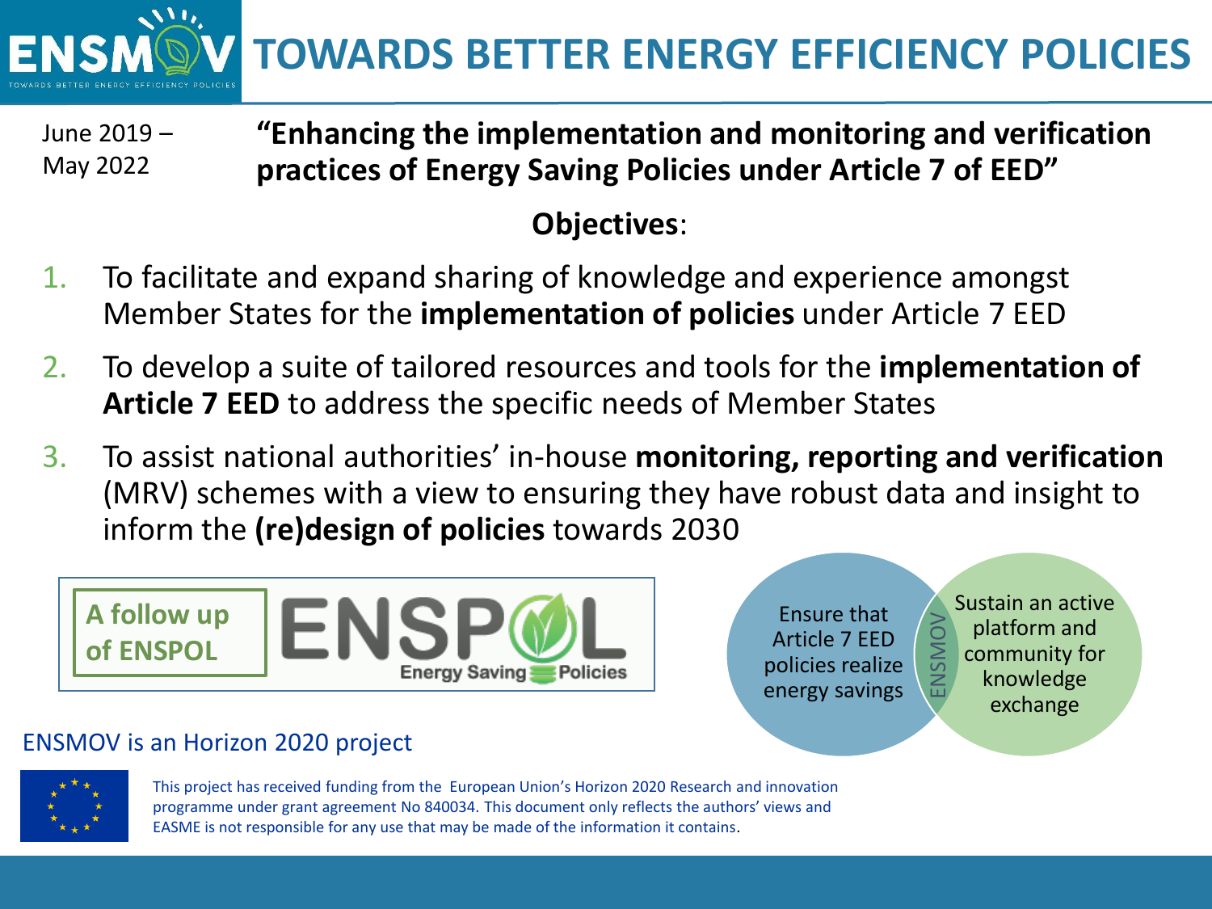# ENSMOV – TOWARDS BETTER ENERGY EFFICIENCY POLICIES

June 2019 – May 2022

**"Enhancing the implementation and monitoring and verification practices of Energy Saving Policies under Article 7 of EED"**

**Objectives**:

1. To facilitate and expand sharing of knowledge and experience amongst Member States for the **implementation of policies** under Article 7 EED
2. To develop a suite of tailored resources and tools for the **implementation of Article 7 EED** to address the specific needs of Member States
3. To assist national authorities' in-house **monitoring, reporting and verification** (MRV) schemes with a view to ensuring they have robust data and insight to inform the **(re)design of policies** towards 2030

**A follow up of ENSPOL**

ENSPOL – Energy Saving Policies

ENSMOV:
- Ensure that Article 7 EED policies realize energy savings
- Sustain an active platform and community for knowledge exchange

ENSMOV is an Horizon 2020 project

This project has received funding from the European Union's Horizon 2020 Research and innovation programme under grant agreement No 840034. This document only reflects the authors' views and EASME is not responsible for any use that may be made of the information it contains.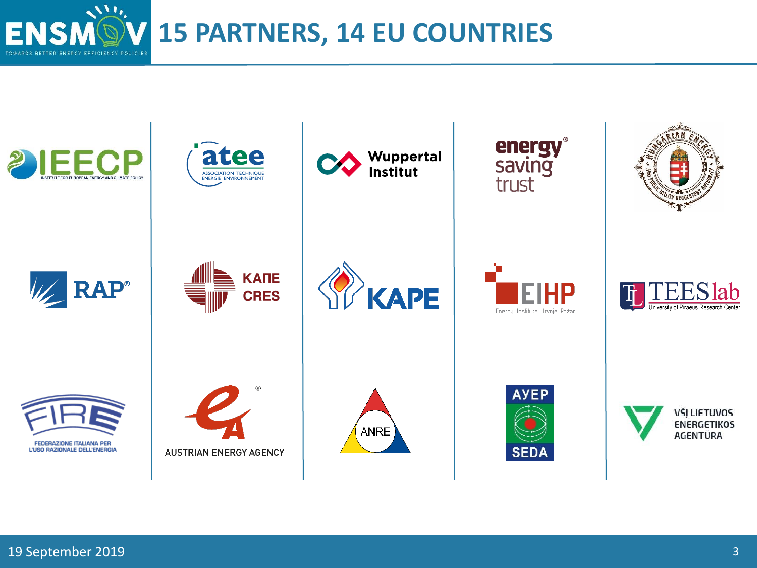# 15 PARTNERS, 14 EU COUNTRIES

| | | | | |
|---|---|---|---|---|
| IEECP – Institute for European Energy and Climate Policy | atee – Association Technique Énergie Environnement | Wuppertal Institut | energy saving trust | Hungarian Energy and Public Utility Regulatory Authority |
| RAP® | КАПЕ CRES | KAPE | EIHP – Energy Institute Hrvoje Požar | TEESlab – University of Piraeus Research Center |
| FIRE – Federazione Italiana per l'uso Razionale dell'Energia | Austrian Energy Agency | ANRE | АУЕР SEDA | VšĮ Lietuvos Energetikos Agentūra |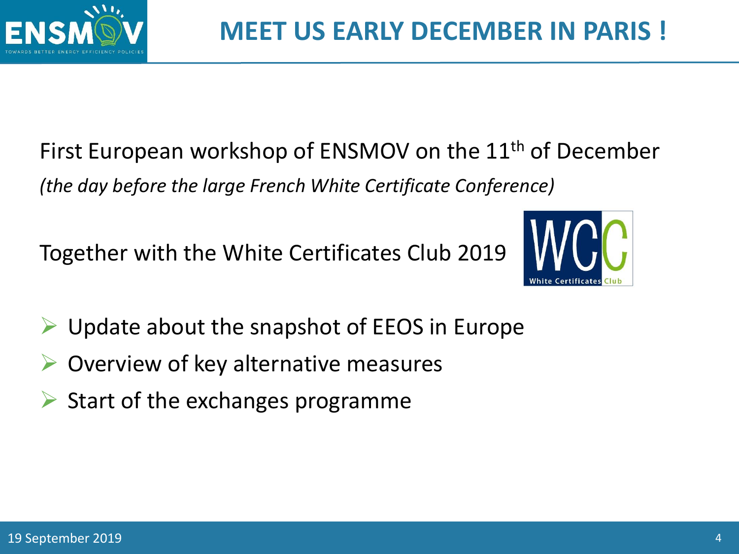# MEET US EARLY DECEMBER IN PARIS !

First European workshop of ENSMOV on the 11th of December

*(the day before the large French White Certificate Conference)*

Together with the White Certificates Club 2019

- Update about the snapshot of EEOS in Europe
- Overview of key alternative measures
- Start of the exchanges programme